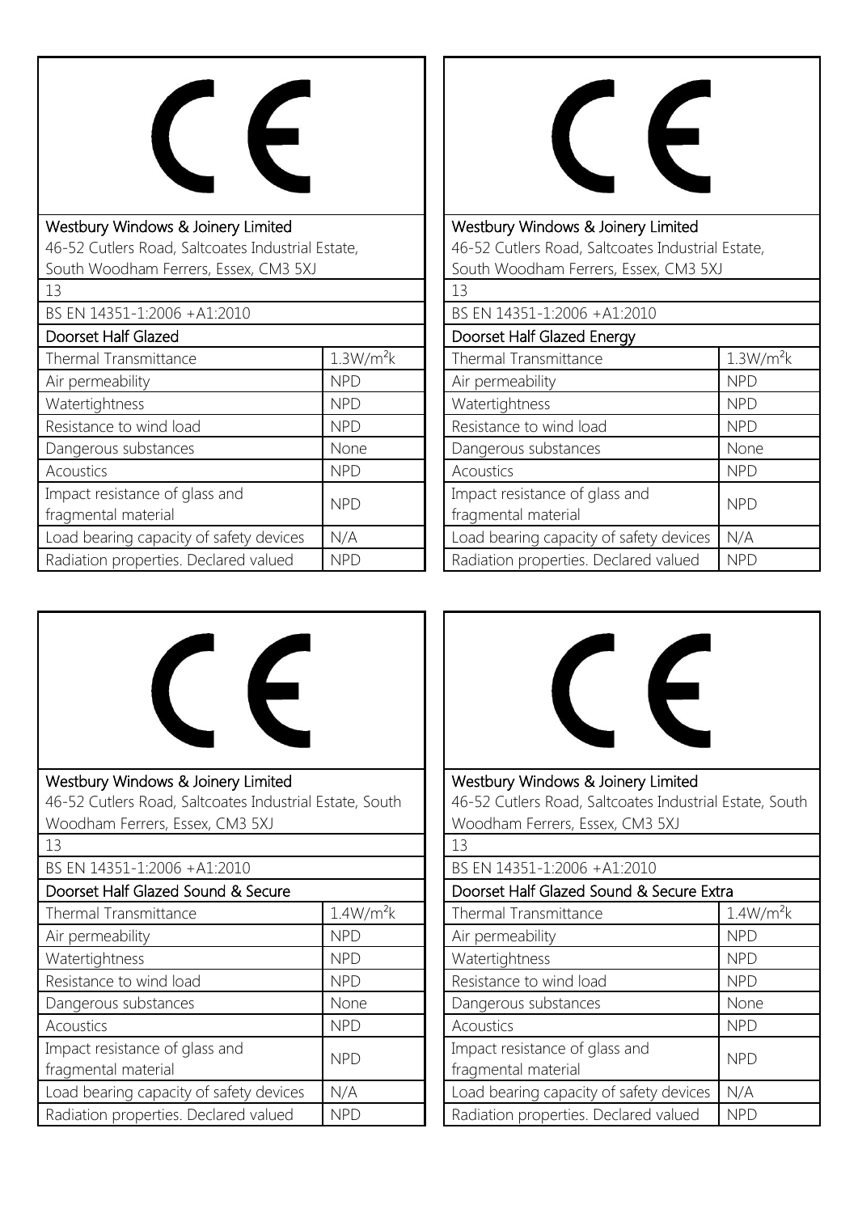CE

Westbury Windows & Joinery Limited
46-52 Cutlers Road, Saltcoates Industrial Estate, South Woodham Ferrers, Essex, CM3 5XJ

13

BS EN 14351-1:2006 +A1:2010

| Doorset Half Glazed | |
|---|---|
| Thermal Transmittance | $1.3W/m^2k$ |
| Air permeability | NPD |
| Watertightness | NPD |
| Resistance to wind load | NPD |
| Dangerous substances | None |
| Acoustics | NPD |
| Impact resistance of glass and fragmental material | NPD |
| Load bearing capacity of safety devices | N/A |
| Radiation properties. Declared valued | NPD |

CE

Westbury Windows & Joinery Limited
46-52 Cutlers Road, Saltcoates Industrial Estate, South Woodham Ferrers, Essex, CM3 5XJ

13

BS EN 14351-1:2006 +A1:2010

| Doorset Half Glazed Energy | |
|---|---|
| Thermal Transmittance | $1.3W/m^2k$ |
| Air permeability | NPD |
| Watertightness | NPD |
| Resistance to wind load | NPD |
| Dangerous substances | None |
| Acoustics | NPD |
| Impact resistance of glass and fragmental material | NPD |
| Load bearing capacity of safety devices | N/A |
| Radiation properties. Declared valued | NPD |

CE

Westbury Windows & Joinery Limited
46-52 Cutlers Road, Saltcoates Industrial Estate, South Woodham Ferrers, Essex, CM3 5XJ

13

BS EN 14351-1:2006 +A1:2010

| Doorset Half Glazed Sound & Secure | |
|---|---|
| Thermal Transmittance | $1.4W/m^2k$ |
| Air permeability | NPD |
| Watertightness | NPD |
| Resistance to wind load | NPD |
| Dangerous substances | None |
| Acoustics | NPD |
| Impact resistance of glass and fragmental material | NPD |
| Load bearing capacity of safety devices | N/A |
| Radiation properties. Declared valued | NPD |

CE

Westbury Windows & Joinery Limited
46-52 Cutlers Road, Saltcoates Industrial Estate, South Woodham Ferrers, Essex, CM3 5XJ

13

BS EN 14351-1:2006 +A1:2010

| Doorset Half Glazed Sound & Secure Extra | |
|---|---|
| Thermal Transmittance | $1.4W/m^2k$ |
| Air permeability | NPD |
| Watertightness | NPD |
| Resistance to wind load | NPD |
| Dangerous substances | None |
| Acoustics | NPD |
| Impact resistance of glass and fragmental material | NPD |
| Load bearing capacity of safety devices | N/A |
| Radiation properties. Declared valued | NPD |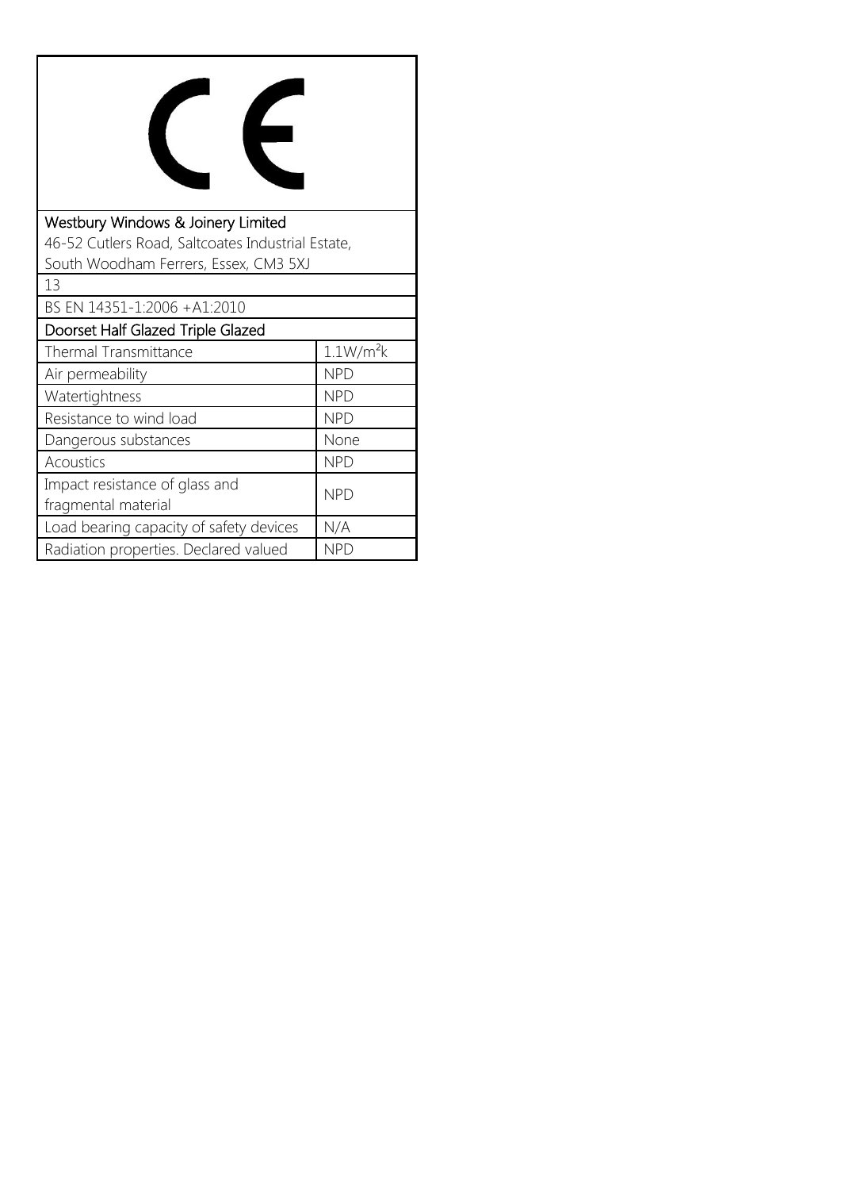CE

Westbury Windows & Joinery Limited
46-52 Cutlers Road, Saltcoates Industrial Estate,
South Woodham Ferrers, Essex, CM3 5XJ

13

BS EN 14351-1:2006 +A1:2010

Doorset Half Glazed Triple Glazed

| | |
|---|---|
| Thermal Transmittance | 1.1W/m²k |
| Air permeability | NPD |
| Watertightness | NPD |
| Resistance to wind load | NPD |
| Dangerous substances | None |
| Acoustics | NPD |
| Impact resistance of glass and fragmental material | NPD |
| Load bearing capacity of safety devices | N/A |
| Radiation properties. Declared valued | NPD |